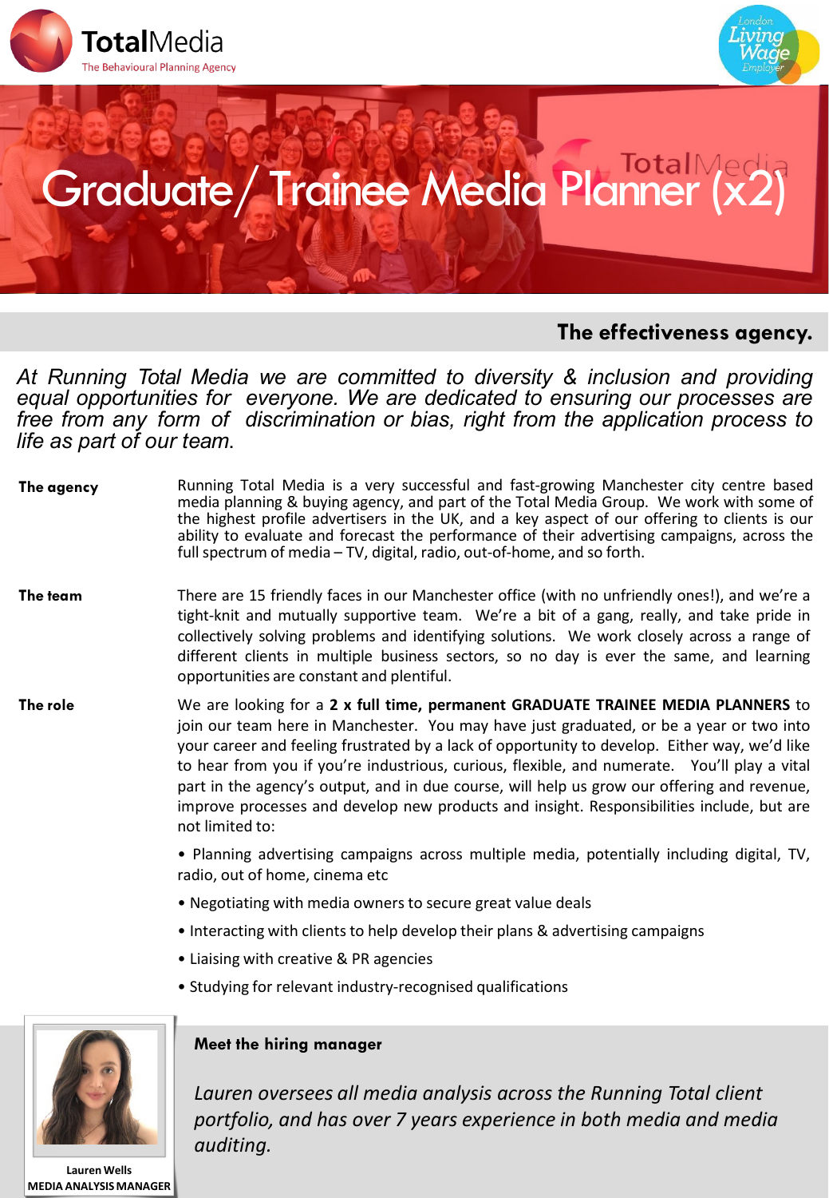**Total**Media
The Behavioural Planning Agency

London Living Wage Employer

# Graduate / Trainee Media Planner (x2)

## The effectiveness agency.

*At Running Total Media we are committed to diversity & inclusion and providing equal opportunities for everyone. We are dedicated to ensuring our processes are free from any form of discrimination or bias, right from the application process to life as part of our team.*

**The agency**

Running Total Media is a very successful and fast-growing Manchester city centre based media planning & buying agency, and part of the Total Media Group. We work with some of the highest profile advertisers in the UK, and a key aspect of our offering to clients is our ability to evaluate and forecast the performance of their advertising campaigns, across the full spectrum of media – TV, digital, radio, out-of-home, and so forth.

**The team**

There are 15 friendly faces in our Manchester office (with no unfriendly ones!), and we're a tight-knit and mutually supportive team. We're a bit of a gang, really, and take pride in collectively solving problems and identifying solutions. We work closely across a range of different clients in multiple business sectors, so no day is ever the same, and learning opportunities are constant and plentiful.

**The role**

We are looking for a **2 x full time, permanent GRADUATE TRAINEE MEDIA PLANNERS** to join our team here in Manchester. You may have just graduated, or be a year or two into your career and feeling frustrated by a lack of opportunity to develop. Either way, we'd like to hear from you if you're industrious, curious, flexible, and numerate. You'll play a vital part in the agency's output, and in due course, will help us grow our offering and revenue, improve processes and develop new products and insight. Responsibilities include, but are not limited to:

- Planning advertising campaigns across multiple media, potentially including digital, TV, radio, out of home, cinema etc
- Negotiating with media owners to secure great value deals
- Interacting with clients to help develop their plans & advertising campaigns
- Liaising with creative & PR agencies
- Studying for relevant industry-recognised qualifications

**Meet the hiring manager**

*Lauren oversees all media analysis across the Running Total client portfolio, and has over 7 years experience in both media and media auditing.*

**Lauren Wells**
**MEDIA ANALYSIS MANAGER**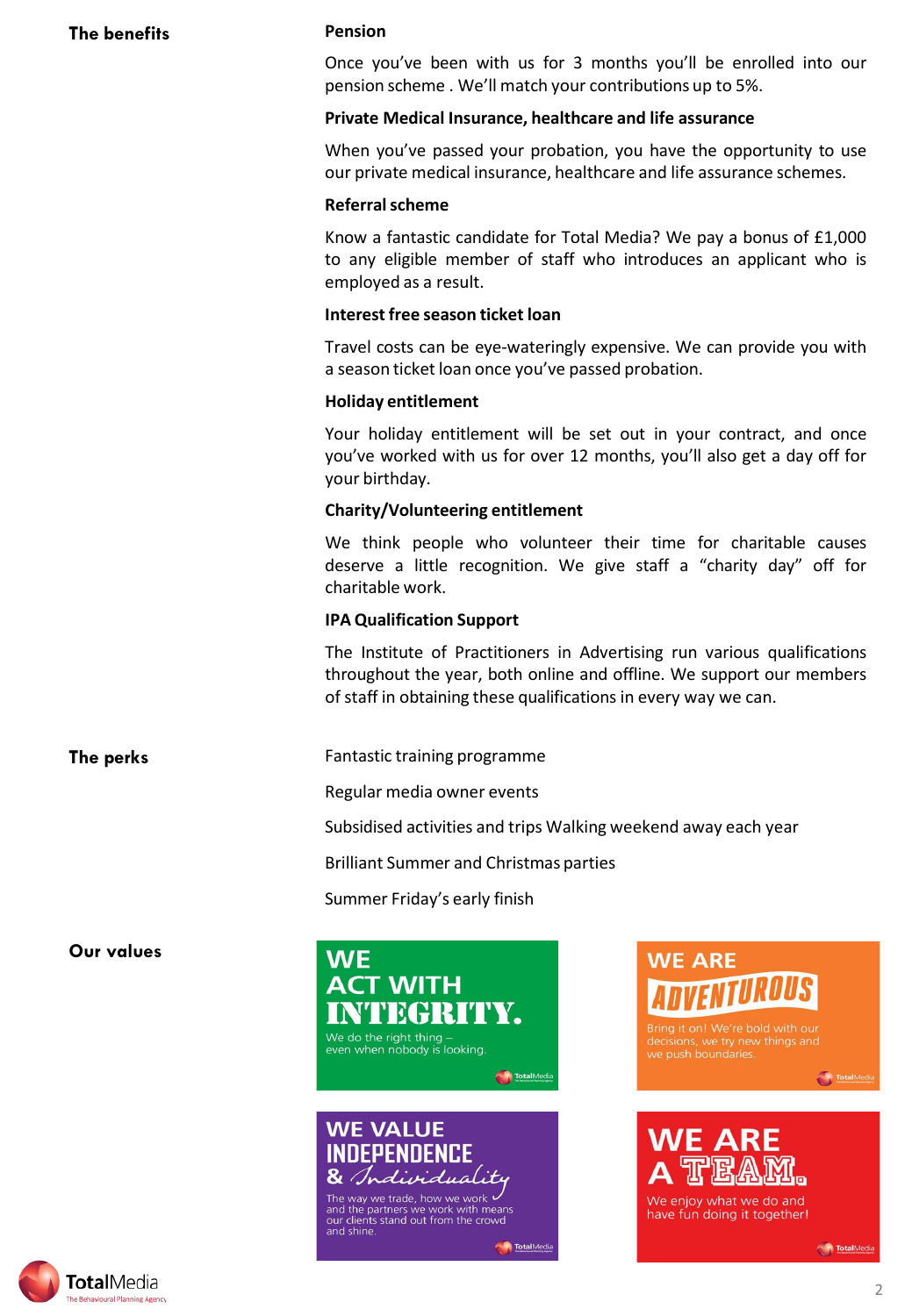## The benefits

### Pension

Once you've been with us for 3 months you'll be enrolled into our pension scheme . We'll match your contributions up to 5%.

### Private Medical Insurance, healthcare and life assurance

When you've passed your probation, you have the opportunity to use our private medical insurance, healthcare and life assurance schemes.

### Referral scheme

Know a fantastic candidate for Total Media? We pay a bonus of £1,000 to any eligible member of staff who introduces an applicant who is employed as a result.

### Interest free season ticket loan

Travel costs can be eye-wateringly expensive. We can provide you with a season ticket loan once you've passed probation.

### Holiday entitlement

Your holiday entitlement will be set out in your contract, and once you've worked with us for over 12 months, you'll also get a day off for your birthday.

### Charity/Volunteering entitlement

We think people who volunteer their time for charitable causes deserve a little recognition. We give staff a "charity day" off for charitable work.

### IPA Qualification Support

The Institute of Practitioners in Advertising run various qualifications throughout the year, both online and offline. We support our members of staff in obtaining these qualifications in every way we can.

## The perks

Fantastic training programme

Regular media owner events

Subsidised activities and trips Walking weekend away each year

Brilliant Summer and Christmas parties

Summer Friday's early finish

## Our values

**WE ACT WITH INTEGRITY.**
We do the right thing – even when nobody is looking.

**WE ARE ADVENTUROUS**
Bring it on! We're bold with our decisions, we try new things and we push boundaries.

**WE VALUE INDEPENDENCE & Individuality**
The way we trade, how we work and the partners we work with means our clients stand out from the crowd and shine.

**WE ARE A TEAM.**
We enjoy what we do and have fun doing it together!